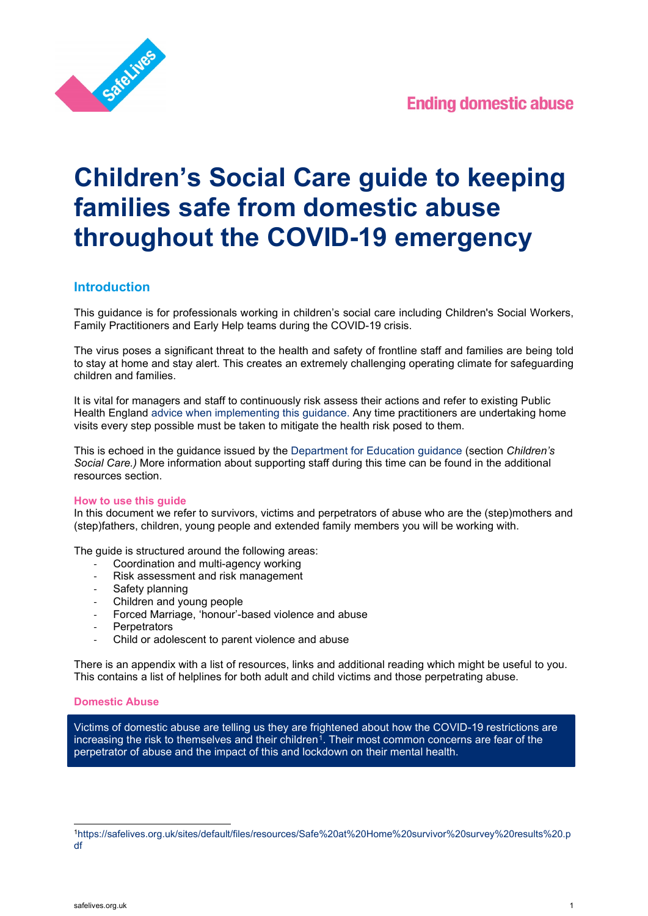Ending domestic abuse

# Children's Social Care guide to keeping families safe from domestic abuse throughout the COVID-19 emergency

## Introduction

This guidance is for professionals working in children's social care including Children's Social Workers, Family Practitioners and Early Help teams during the COVID-19 crisis.

The virus poses a significant threat to the health and safety of frontline staff and families are being told to stay at home and stay alert. This creates an extremely challenging operating climate for safeguarding children and families.

It is vital for managers and staff to continuously risk assess their actions and refer to existing Public Health England advice when implementing this guidance. Any time practitioners are undertaking home visits every step possible must be taken to mitigate the health risk posed to them.

This is echoed in the guidance issued by the Department for Education guidance (section *Children's Social Care.)* More information about supporting staff during this time can be found in the additional resources section.

### How to use this guide

In this document we refer to survivors, victims and perpetrators of abuse who are the (step)mothers and (step)fathers, children, young people and extended family members you will be working with.

The guide is structured around the following areas:

- Coordination and multi-agency working
- Risk assessment and risk management
- Safety planning
- Children and young people
- Forced Marriage, 'honour'-based violence and abuse
- Perpetrators
- Child or adolescent to parent violence and abuse

There is an appendix with a list of resources, links and additional reading which might be useful to you. This contains a list of helplines for both adult and child victims and those perpetrating abuse.

### Domestic Abuse

Victims of domestic abuse are telling us they are frightened about how the COVID-19 restrictions are increasing the risk to themselves and their children[1]. Their most common concerns are fear of the perpetrator of abuse and the impact of this and lockdown on their mental health.

---

[1] https://safelives.org.uk/sites/default/files/resources/Safe%20at%20Home%20survivor%20survey%20results%20.pdf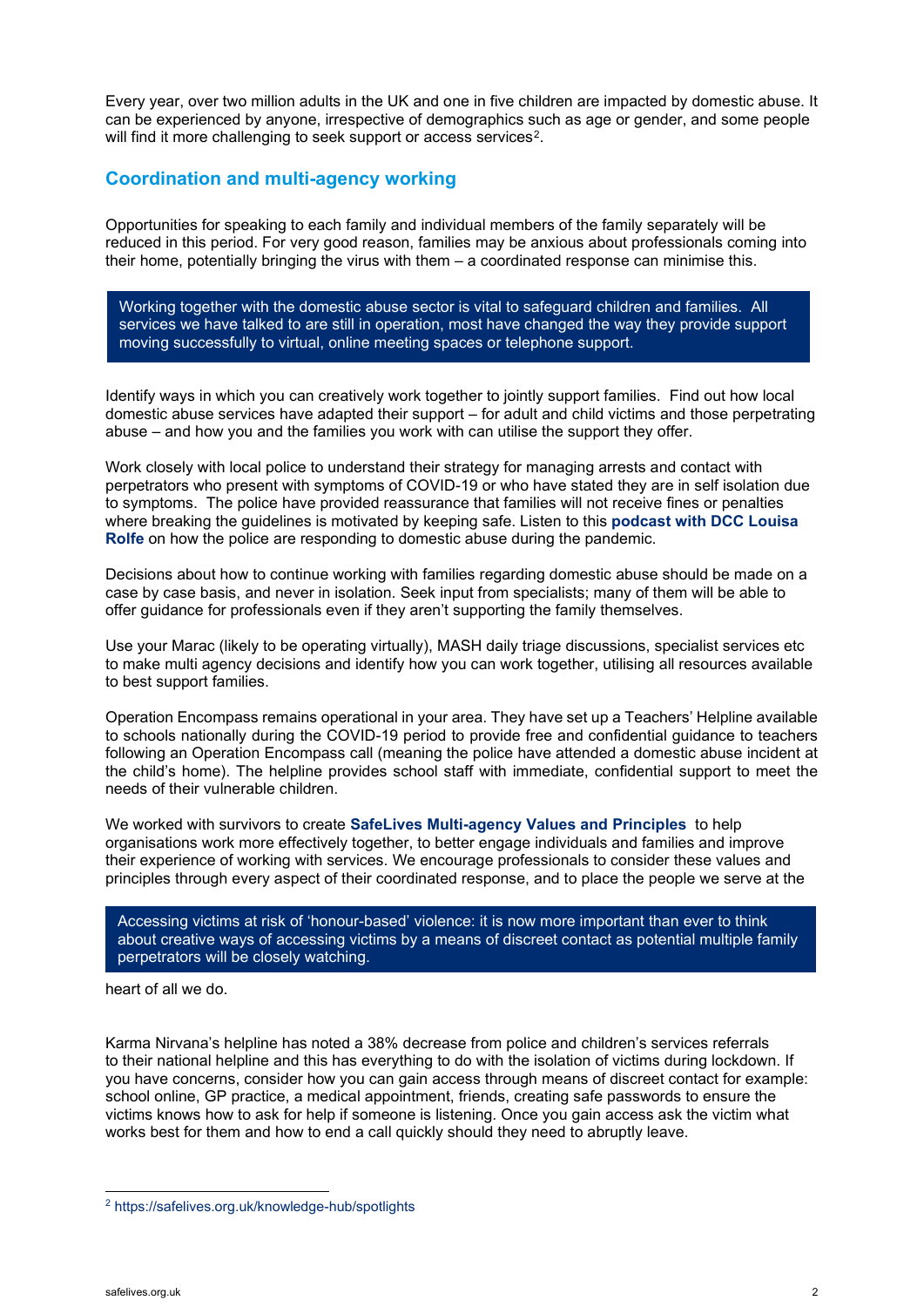Every year, over two million adults in the UK and one in five children are impacted by domestic abuse. It can be experienced by anyone, irrespective of demographics such as age or gender, and some people will find it more challenging to seek support or access services[2].

## Coordination and multi-agency working

Opportunities for speaking to each family and individual members of the family separately will be reduced in this period. For very good reason, families may be anxious about professionals coming into their home, potentially bringing the virus with them – a coordinated response can minimise this.

> Working together with the domestic abuse sector is vital to safeguard children and families. All services we have talked to are still in operation, most have changed the way they provide support moving successfully to virtual, online meeting spaces or telephone support.

Identify ways in which you can creatively work together to jointly support families. Find out how local domestic abuse services have adapted their support – for adult and child victims and those perpetrating abuse – and how you and the families you work with can utilise the support they offer.

Work closely with local police to understand their strategy for managing arrests and contact with perpetrators who present with symptoms of COVID-19 or who have stated they are in self isolation due to symptoms. The police have provided reassurance that families will not receive fines or penalties where breaking the guidelines is motivated by keeping safe. Listen to this **podcast with DCC Louisa Rolfe** on how the police are responding to domestic abuse during the pandemic.

Decisions about how to continue working with families regarding domestic abuse should be made on a case by case basis, and never in isolation. Seek input from specialists; many of them will be able to offer guidance for professionals even if they aren't supporting the family themselves.

Use your Marac (likely to be operating virtually), MASH daily triage discussions, specialist services etc to make multi agency decisions and identify how you can work together, utilising all resources available to best support families.

Operation Encompass remains operational in your area. They have set up a Teachers' Helpline available to schools nationally during the COVID-19 period to provide free and confidential guidance to teachers following an Operation Encompass call (meaning the police have attended a domestic abuse incident at the child's home). The helpline provides school staff with immediate, confidential support to meet the needs of their vulnerable children.

We worked with survivors to create **SafeLives Multi-agency Values and Principles** to help organisations work more effectively together, to better engage individuals and families and improve their experience of working with services. We encourage professionals to consider these values and principles through every aspect of their coordinated response, and to place the people we serve at the heart of all we do.

> Accessing victims at risk of 'honour-based' violence: it is now more important than ever to think about creative ways of accessing victims by a means of discreet contact as potential multiple family perpetrators will be closely watching.

Karma Nirvana's helpline has noted a 38% decrease from police and children's services referrals to their national helpline and this has everything to do with the isolation of victims during lockdown. If you have concerns, consider how you can gain access through means of discreet contact for example: school online, GP practice, a medical appointment, friends, creating safe passwords to ensure the victims knows how to ask for help if someone is listening. Once you gain access ask the victim what works best for them and how to end a call quickly should they need to abruptly leave.

---

[2] https://safelives.org.uk/knowledge-hub/spotlights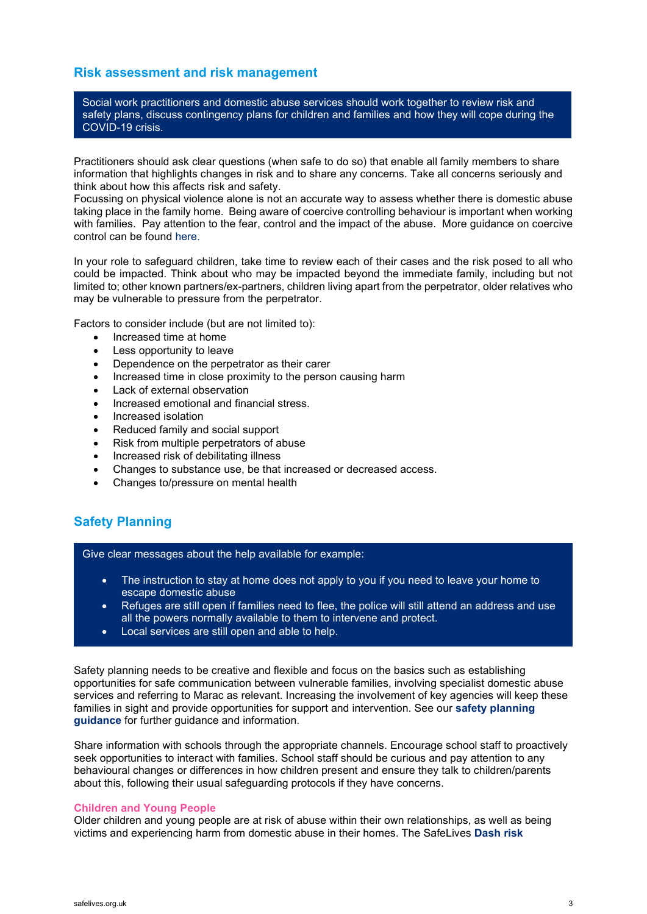## Risk assessment and risk management

> Social work practitioners and domestic abuse services should work together to review risk and safety plans, discuss contingency plans for children and families and how they will cope during the COVID-19 crisis.

Practitioners should ask clear questions (when safe to do so) that enable all family members to share information that highlights changes in risk and to share any concerns. Take all concerns seriously and think about how this affects risk and safety.
Focussing on physical violence alone is not an accurate way to assess whether there is domestic abuse taking place in the family home. Being aware of coercive controlling behaviour is important when working with families. Pay attention to the fear, control and the impact of the abuse. More guidance on coercive control can be found here.

In your role to safeguard children, take time to review each of their cases and the risk posed to all who could be impacted. Think about who may be impacted beyond the immediate family, including but not limited to; other known partners/ex-partners, children living apart from the perpetrator, older relatives who may be vulnerable to pressure from the perpetrator.

Factors to consider include (but are not limited to):

- Increased time at home
- Less opportunity to leave
- Dependence on the perpetrator as their carer
- Increased time in close proximity to the person causing harm
- Lack of external observation
- Increased emotional and financial stress.
- Increased isolation
- Reduced family and social support
- Risk from multiple perpetrators of abuse
- Increased risk of debilitating illness
- Changes to substance use, be that increased or decreased access.
- Changes to/pressure on mental health

## Safety Planning

> Give clear messages about the help available for example:
>
> - The instruction to stay at home does not apply to you if you need to leave your home to escape domestic abuse
> - Refuges are still open if families need to flee, the police will still attend an address and use all the powers normally available to them to intervene and protect.
> - Local services are still open and able to help.

Safety planning needs to be creative and flexible and focus on the basics such as establishing opportunities for safe communication between vulnerable families, involving specialist domestic abuse services and referring to Marac as relevant. Increasing the involvement of key agencies will keep these families in sight and provide opportunities for support and intervention. See our **safety planning guidance** for further guidance and information.

Share information with schools through the appropriate channels. Encourage school staff to proactively seek opportunities to interact with families. School staff should be curious and pay attention to any behavioural changes or differences in how children present and ensure they talk to children/parents about this, following their usual safeguarding protocols if they have concerns.

### Children and Young People

Older children and young people are at risk of abuse within their own relationships, as well as being victims and experiencing harm from domestic abuse in their homes. The SafeLives **Dash risk**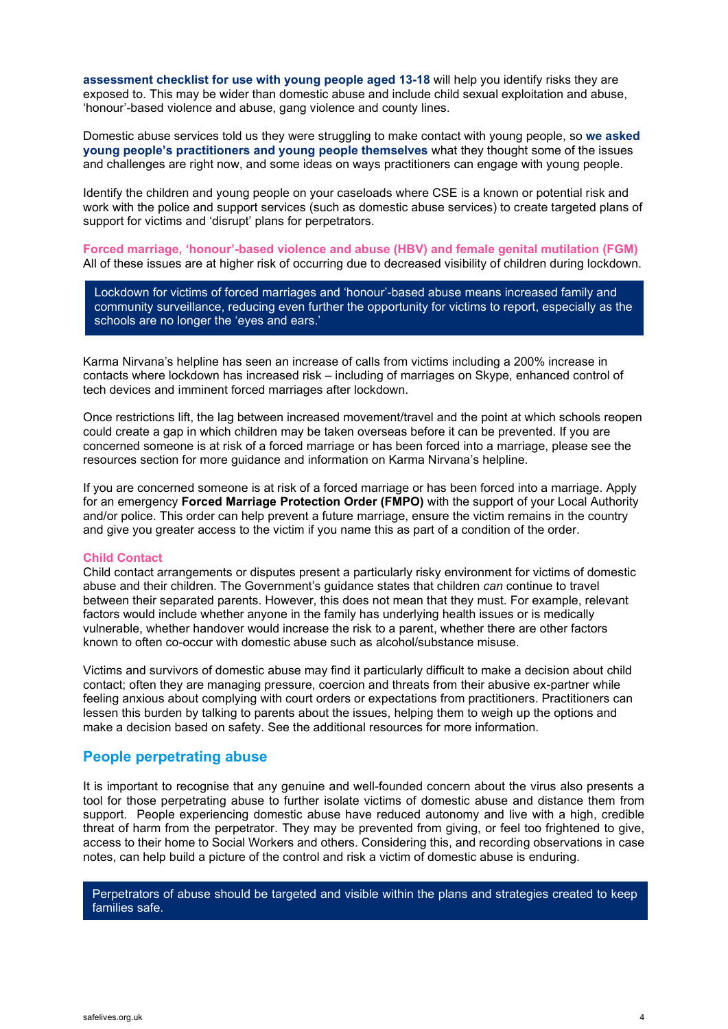**assessment checklist for use with young people aged 13-18** will help you identify risks they are exposed to. This may be wider than domestic abuse and include child sexual exploitation and abuse, 'honour'-based violence and abuse, gang violence and county lines.

Domestic abuse services told us they were struggling to make contact with young people, so **we asked young people's practitioners and young people themselves** what they thought some of the issues and challenges are right now, and some ideas on ways practitioners can engage with young people.

Identify the children and young people on your caseloads where CSE is a known or potential risk and work with the police and support services (such as domestic abuse services) to create targeted plans of support for victims and 'disrupt' plans for perpetrators.

**Forced marriage, 'honour'-based violence and abuse (HBV) and female genital mutilation (FGM)**
All of these issues are at higher risk of occurring due to decreased visibility of children during lockdown.

> Lockdown for victims of forced marriages and 'honour'-based abuse means increased family and community surveillance, reducing even further the opportunity for victims to report, especially as the schools are no longer the 'eyes and ears.'

Karma Nirvana's helpline has seen an increase of calls from victims including a 200% increase in contacts where lockdown has increased risk – including of marriages on Skype, enhanced control of tech devices and imminent forced marriages after lockdown.

Once restrictions lift, the lag between increased movement/travel and the point at which schools reopen could create a gap in which children may be taken overseas before it can be prevented. If you are concerned someone is at risk of a forced marriage or has been forced into a marriage, please see the resources section for more guidance and information on Karma Nirvana's helpline.

If you are concerned someone is at risk of a forced marriage or has been forced into a marriage. Apply for an emergency **Forced Marriage Protection Order (FMPO)** with the support of your Local Authority and/or police. This order can help prevent a future marriage, ensure the victim remains in the country and give you greater access to the victim if you name this as part of a condition of the order.

**Child Contact**
Child contact arrangements or disputes present a particularly risky environment for victims of domestic abuse and their children. The Government's guidance states that children *can* continue to travel between their separated parents. However, this does not mean that they must. For example, relevant factors would include whether anyone in the family has underlying health issues or is medically vulnerable, whether handover would increase the risk to a parent, whether there are other factors known to often co-occur with domestic abuse such as alcohol/substance misuse.

Victims and survivors of domestic abuse may find it particularly difficult to make a decision about child contact; often they are managing pressure, coercion and threats from their abusive ex-partner while feeling anxious about complying with court orders or expectations from practitioners. Practitioners can lessen this burden by talking to parents about the issues, helping them to weigh up the options and make a decision based on safety. See the additional resources for more information.

## People perpetrating abuse

It is important to recognise that any genuine and well-founded concern about the virus also presents a tool for those perpetrating abuse to further isolate victims of domestic abuse and distance them from support. People experiencing domestic abuse have reduced autonomy and live with a high, credible threat of harm from the perpetrator. They may be prevented from giving, or feel too frightened to give, access to their home to Social Workers and others. Considering this, and recording observations in case notes, can help build a picture of the control and risk a victim of domestic abuse is enduring.

> Perpetrators of abuse should be targeted and visible within the plans and strategies created to keep families safe.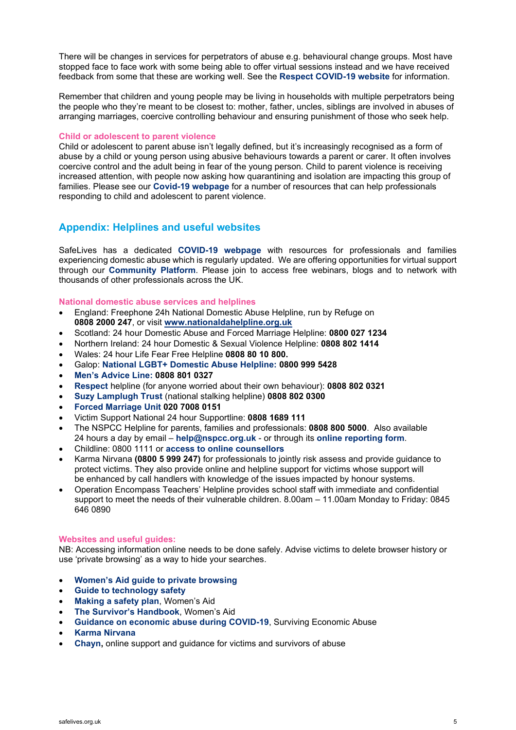There will be changes in services for perpetrators of abuse e.g. behavioural change groups. Most have stopped face to face work with some being able to offer virtual sessions instead and we have received feedback from some that these are working well. See the **Respect COVID-19 website** for information.

Remember that children and young people may be living in households with multiple perpetrators being the people who they're meant to be closest to: mother, father, uncles, siblings are involved in abuses of arranging marriages, coercive controlling behaviour and ensuring punishment of those who seek help.

### Child or adolescent to parent violence

Child or adolescent to parent abuse isn't legally defined, but it's increasingly recognised as a form of abuse by a child or young person using abusive behaviours towards a parent or carer. It often involves coercive control and the adult being in fear of the young person. Child to parent violence is receiving increased attention, with people now asking how quarantining and isolation are impacting this group of families. Please see our **Covid-19 webpage** for a number of resources that can help professionals responding to child and adolescent to parent violence.

## Appendix: Helplines and useful websites

SafeLives has a dedicated **COVID-19 webpage** with resources for professionals and families experiencing domestic abuse which is regularly updated. We are offering opportunities for virtual support through our **Community Platform**. Please join to access free webinars, blogs and to network with thousands of other professionals across the UK.

### National domestic abuse services and helplines

- England: Freephone 24h National Domestic Abuse Helpline, run by Refuge on **0808 2000 247**, or visit **www.nationaldahelpline.org.uk**
- Scotland: 24 hour Domestic Abuse and Forced Marriage Helpline: **0800 027 1234**
- Northern Ireland: 24 hour Domestic & Sexual Violence Helpline: **0808 802 1414**
- Wales: 24 hour Life Fear Free Helpline **0808 80 10 800.**
- Galop: **National LGBT+ Domestic Abuse Helpline: 0800 999 5428**
- **Men's Advice Line: 0808 801 0327**
- **Respect** helpline (for anyone worried about their own behaviour): **0808 802 0321**
- **Suzy Lamplugh Trust** (national stalking helpline) **0808 802 0300**
- **Forced Marriage Unit 020 7008 0151**
- Victim Support National 24 hour Supportline: **0808 1689 111**
- The NSPCC Helpline for parents, families and professionals: **0808 800 5000**. Also available 24 hours a day by email – **help@nspcc.org.uk** - or through its **online reporting form**.
- Childline: 0800 1111 or **access to online counsellors**
- Karma Nirvana **(0800 5 999 247)** for professionals to jointly risk assess and provide guidance to protect victims. They also provide online and helpline support for victims whose support will be enhanced by call handlers with knowledge of the issues impacted by honour systems.
- Operation Encompass Teachers' Helpline provides school staff with immediate and confidential support to meet the needs of their vulnerable children. 8.00am – 11.00am Monday to Friday: 0845 646 0890

### Websites and useful guides:

NB: Accessing information online needs to be done safely. Advise victims to delete browser history or use 'private browsing' as a way to hide your searches.

- **Women's Aid guide to private browsing**
- **Guide to technology safety**
- **Making a safety plan**, Women's Aid
- **The Survivor's Handbook**, Women's Aid
- **Guidance on economic abuse during COVID-19**, Surviving Economic Abuse
- **Karma Nirvana**
- **Chayn,** online support and guidance for victims and survivors of abuse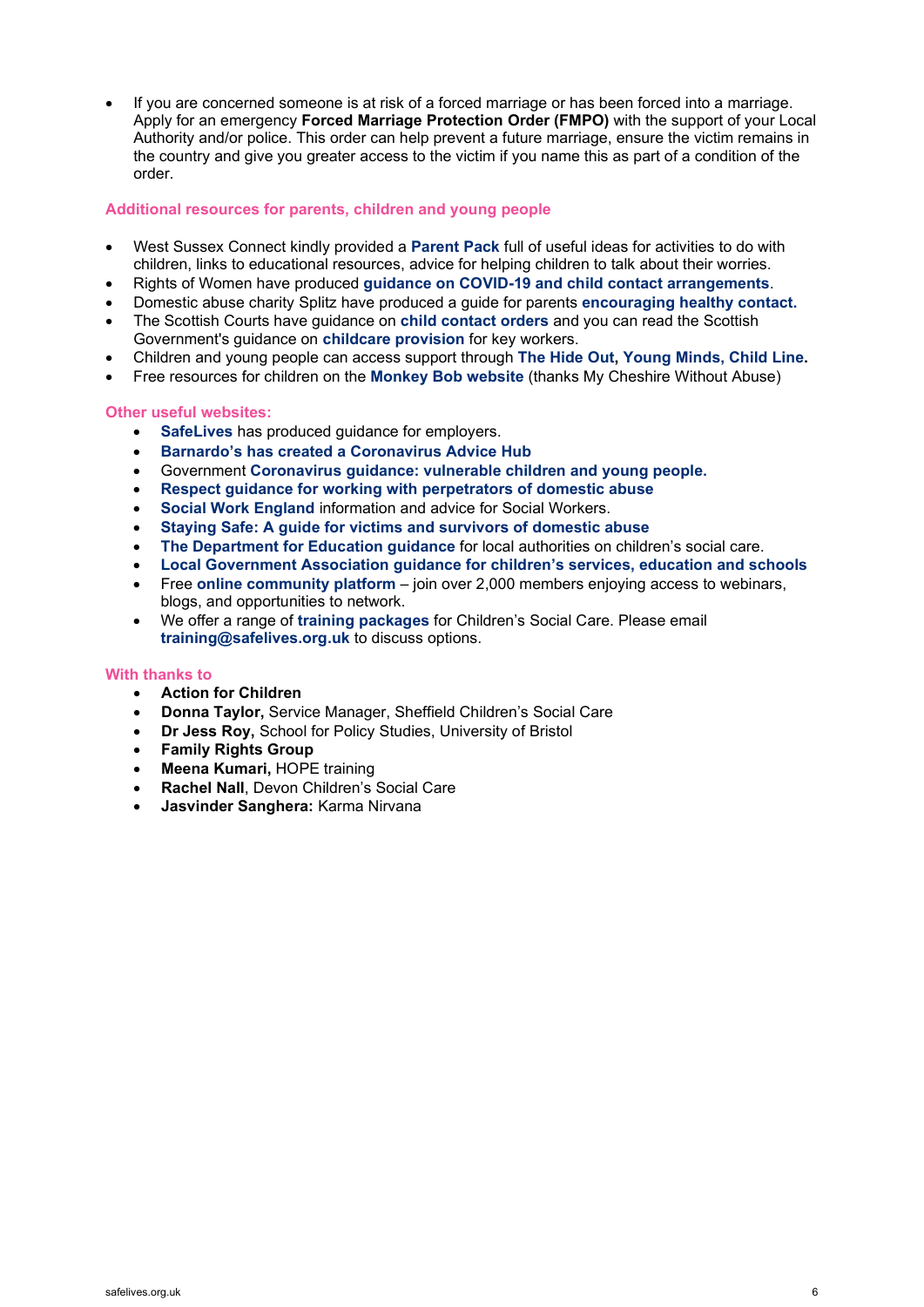- If you are concerned someone is at risk of a forced marriage or has been forced into a marriage. Apply for an emergency **Forced Marriage Protection Order (FMPO)** with the support of your Local Authority and/or police. This order can help prevent a future marriage, ensure the victim remains in the country and give you greater access to the victim if you name this as part of a condition of the order.

### Additional resources for parents, children and young people

- West Sussex Connect kindly provided a **Parent Pack** full of useful ideas for activities to do with children, links to educational resources, advice for helping children to talk about their worries.
- Rights of Women have produced **guidance on COVID-19 and child contact arrangements**.
- Domestic abuse charity Splitz have produced a guide for parents **encouraging healthy contact.**
- The Scottish Courts have guidance on **child contact orders** and you can read the Scottish Government's guidance on **childcare provision** for key workers.
- Children and young people can access support through **The Hide Out**, **Young Minds, Child Line.**
- Free resources for children on the **Monkey Bob website** (thanks My Cheshire Without Abuse)

### Other useful websites:

- **SafeLives** has produced guidance for employers.
- **Barnardo's has created a Coronavirus Advice Hub**
- Government **Coronavirus guidance: vulnerable children and young people.**
- **Respect guidance for working with perpetrators of domestic abuse**
- **Social Work England** information and advice for Social Workers.
- **Staying Safe: A guide for victims and survivors of domestic abuse**
- **The Department for Education guidance** for local authorities on children's social care.
- **Local Government Association guidance for children's services, education and schools**
- Free **online community platform** – join over 2,000 members enjoying access to webinars, blogs, and opportunities to network.
- We offer a range of **training packages** for Children's Social Care. Please email **training@safelives.org.uk** to discuss options.

### With thanks to

- **Action for Children**
- **Donna Taylor,** Service Manager, Sheffield Children's Social Care
- **Dr Jess Roy,** School for Policy Studies, University of Bristol
- **Family Rights Group**
- **Meena Kumari,** HOPE training
- **Rachel Nall**, Devon Children's Social Care
- **Jasvinder Sanghera:** Karma Nirvana